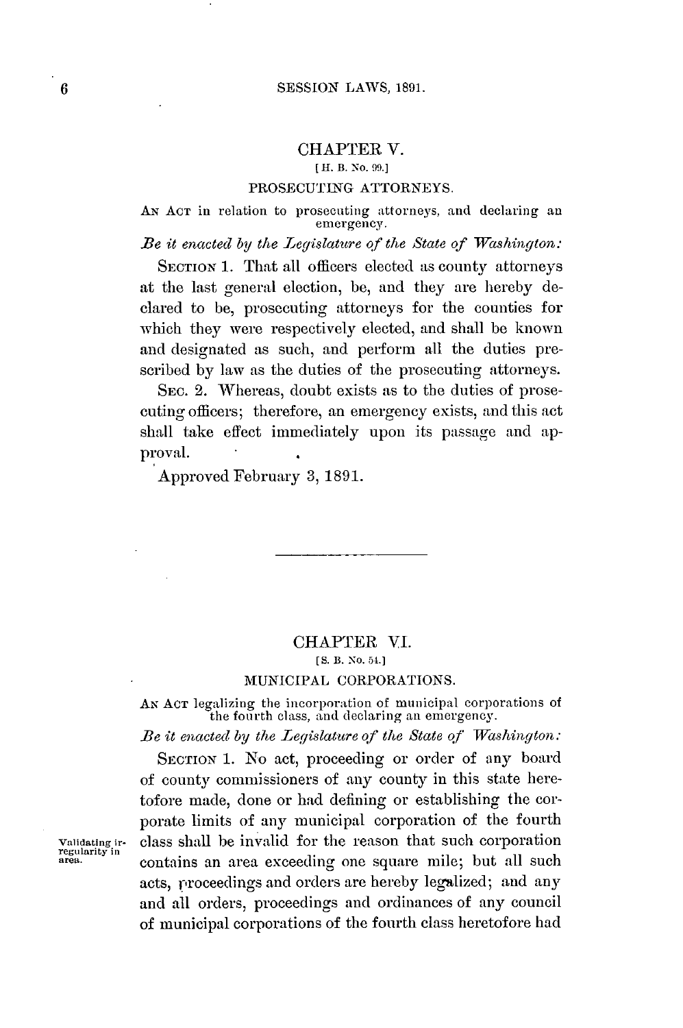## CHAPTER V.

[H. B. No. 99.]

### PROSECUTING ATTORNEYS.

AN ACT in relation to prosecuting attorneys, and declaring an emergency.

*Be it enacted by the Legislature of the State of Washington:*

SECTION 1. That all officers elected as county attorneys at the last general election, be, and they are hereby declared to be, prosecuting attorneys for the counties for which they were respectively elected, and shall be known and designated as such, and perform all the duties prescribed by law as the duties of the prosecuting attorneys.

SEC. 2. Whereas, doubt exists as to the duties of prosecuting officers; therefore, an emergency exists, and this act shall take effect immediately upon its passage and approval.

Approved February 3, 1891.

---

## CHAPTER VI.

[S. B. No. 54.]

### MUNICIPAL CORPORATIONS.

AN ACT legalizing the incorporation of municipal corporations of the fourth class, and declaring an emergency.

*Be it enacted by the Legislature of the State of Washington:*

Validating irregularity in area.

SECTION 1. No act, proceeding or order of any board of county commissioners of any county in this state heretofore made, done or had defining or establishing the corporate limits of any municipal corporation of the fourth class shall be invalid for the reason that such corporation contains an area exceeding one square mile; but all such acts, proceedings and orders are hereby legalized; and any and all orders, proceedings and ordinances of any council of municipal corporations of the fourth class heretofore had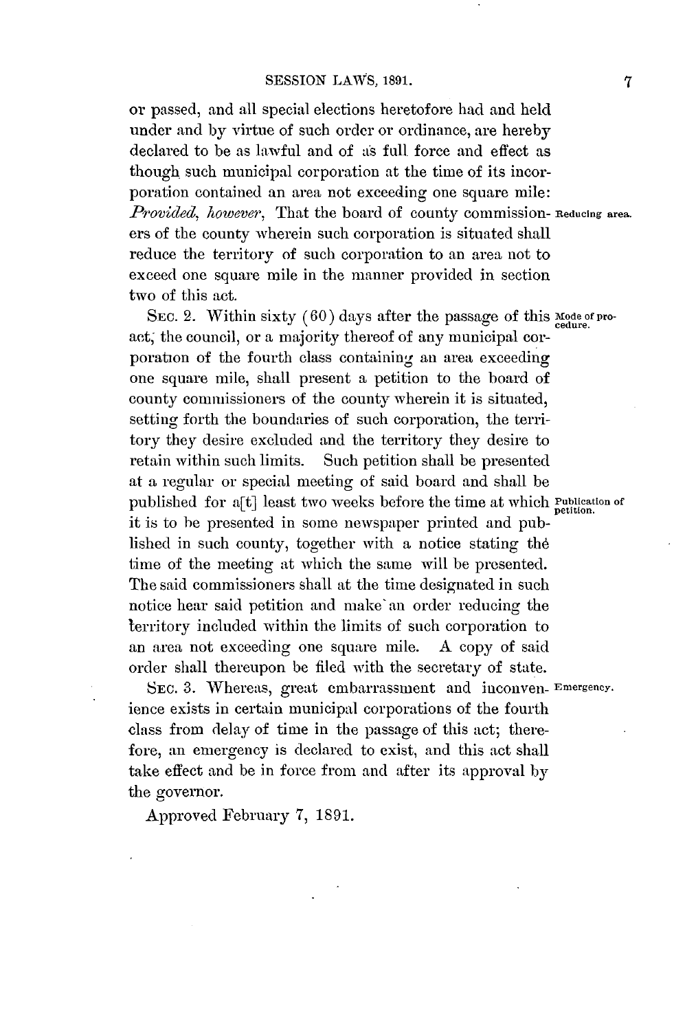or passed, and all special elections heretofore had and held under and by virtue of such order or ordinance, are hereby declared to be as lawful and of as full force and effect as though such municipal corporation at the time of its incorporation contained an area not exceeding one square mile: *Provided, however*, That the board of county commissioners of the county wherein such corporation is situated shall reduce the territory of such corporation to an area not to exceed one square mile in the manner provided in section two of this act.

Reducing area.

Mode of procedure.

SEC. 2. Within sixty (60) days after the passage of this act, the council, or a majority thereof of any municipal corporation of the fourth class containing an area exceeding one square mile, shall present a petition to the board of county commissioners of the county wherein it is situated, setting forth the boundaries of such corporation, the territory they desire excluded and the territory they desire to retain within such limits. Such petition shall be presented at a regular or special meeting of said board and shall be published for a[t] least two weeks before the time at which it is to be presented in some newspaper printed and published in such county, together with a notice stating the time of the meeting at which the same will be presented. The said commissioners shall at the time designated in such notice hear said petition and make an order reducing the territory included within the limits of such corporation to an area not exceeding one square mile. A copy of said order shall thereupon be filed with the secretary of state.

Publication of petition.

Emergency.

SEC. 3. Whereas, great embarrassment and inconvenience exists in certain municipal corporations of the fourth class from delay of time in the passage of this act; therefore, an emergency is declared to exist, and this act shall take effect and be in force from and after its approval by the governor.

Approved February 7, 1891.